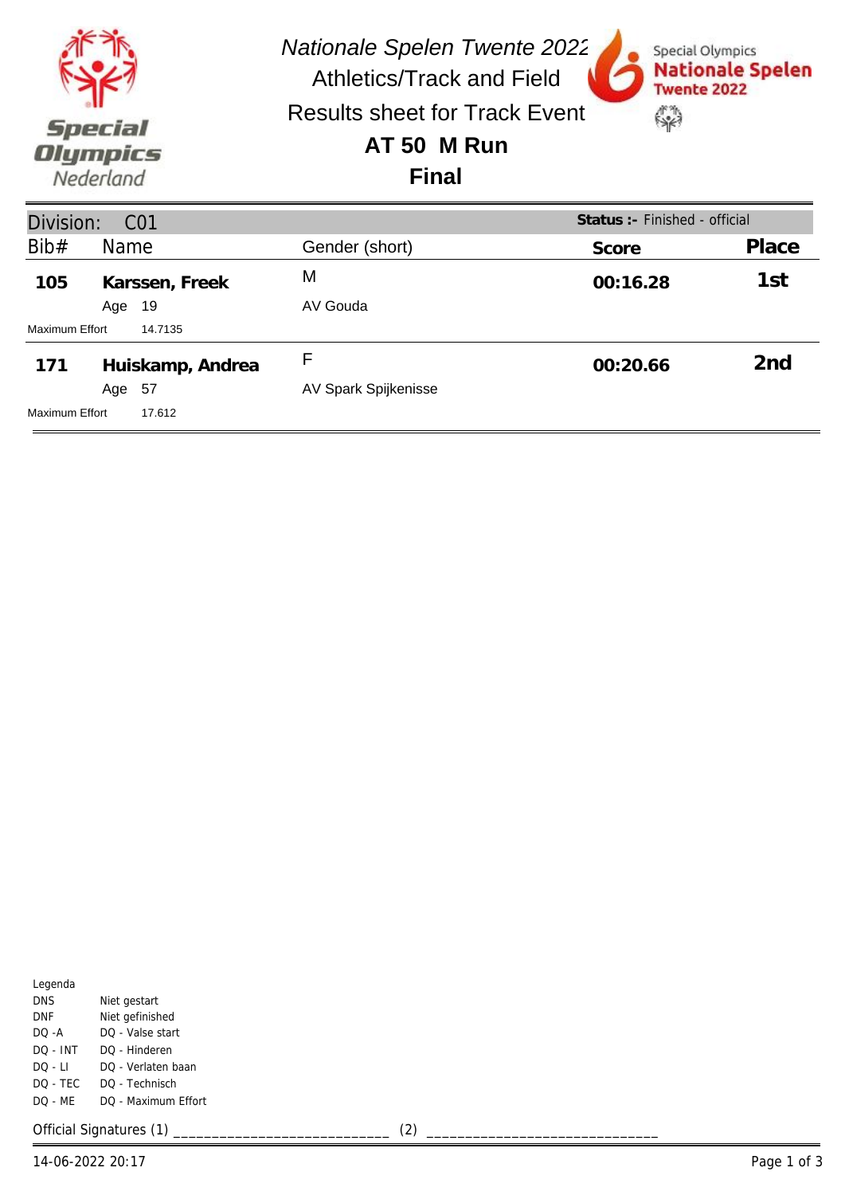*Nationale Spelen Twente 2022*

Athletics/Track and Field

Results sheet for Track Event

# AT 50 M Run

## Final

| Division: C01 | | | Status :- Finished - official | |
|---|---|---|---|---|
| **Bib#** | **Name** | **Gender (short)** | **Score** | **Place** |
| **105** | **Karssen, Freek** | M | **00:16.28** | **1st** |
| | Age 19 | AV Gouda | | |
| Maximum Effort | 14.7135 | | | |
| **171** | **Huiskamp, Andrea** | F | **00:20.66** | **2nd** |
| | Age 57 | AV Spark Spijkenisse | | |
| Maximum Effort | 17.612 | | | |

Legenda

| | |
|---|---|
| DNS | Niet gestart |
| DNF | Niet gefinished |
| DQ -A | DQ - Valse start |
| DQ - INT | DQ - Hinderen |
| DQ - LI | DQ - Verlaten baan |
| DQ - TEC | DQ - Technisch |
| DQ - ME | DQ - Maximum Effort |

Official Signatures (1) ___________________________ (2) ____________________________

14-06-2022 20:17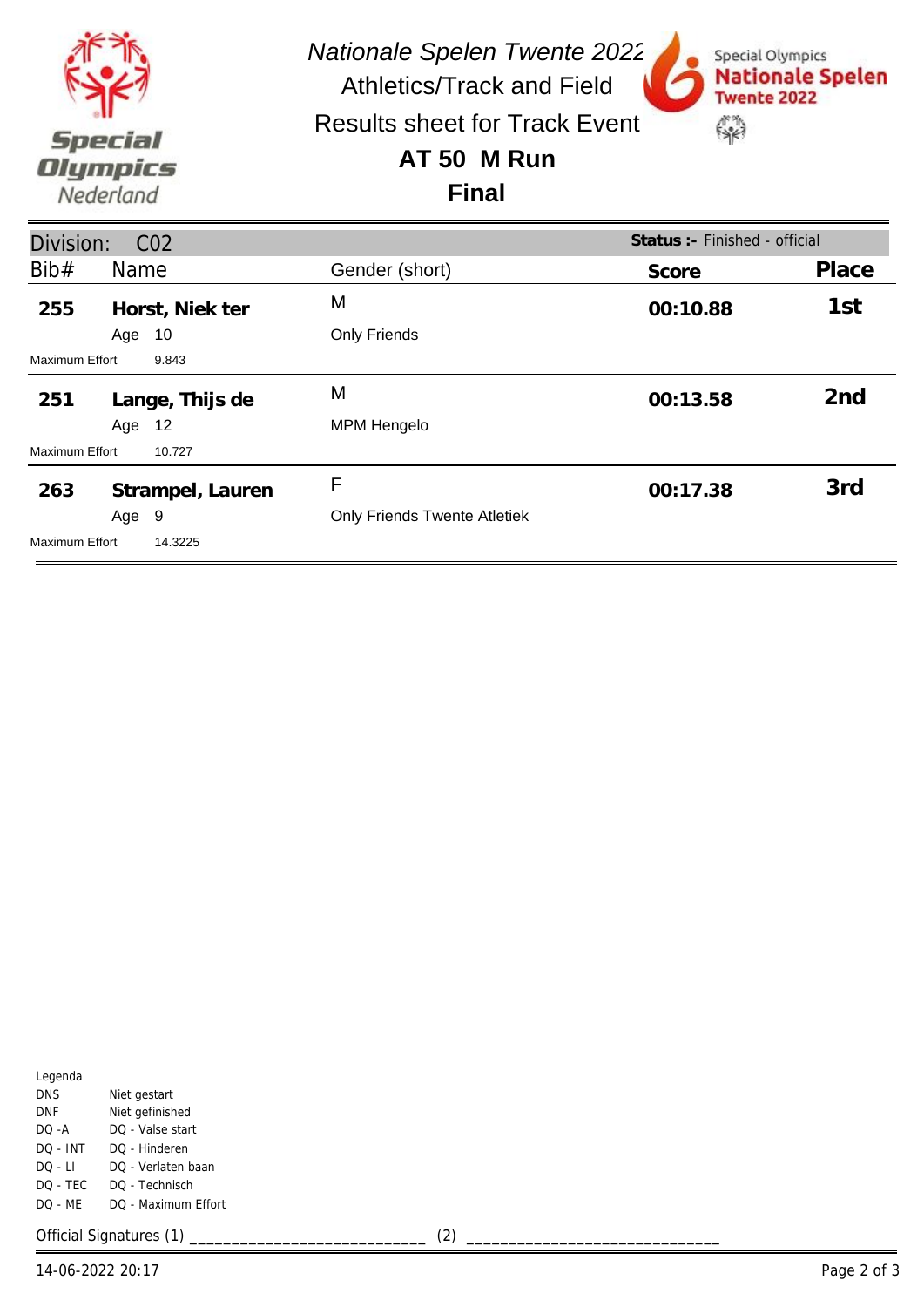*Nationale Spelen Twente 2022*

Athletics/Track and Field

Results sheet for Track Event

**AT 50 M Run**

**Final**

Division: C02 — **Status :-** Finished - official

| Bib# | Name | Gender (short) | Score | Place |
|---|---|---|---|---|
| **255** | **Horst, Niek ter** | M | **00:10.88** | **1st** |
| | Age 10 | Only Friends | | |
| Maximum Effort | 9.843 | | | |
| **251** | **Lange, Thijs de** | M | **00:13.58** | **2nd** |
| | Age 12 | MPM Hengelo | | |
| Maximum Effort | 10.727 | | | |
| **263** | **Strampel, Lauren** | F | **00:17.38** | **3rd** |
| | Age 9 | Only Friends Twente Atletiek | | |
| Maximum Effort | 14.3225 | | | |

Legenda

| | |
|---|---|
| DNS | Niet gestart |
| DNF | Niet gefinished |
| DQ -A | DQ - Valse start |
| DQ - INT | DQ - Hinderen |
| DQ - LI | DQ - Verlaten baan |
| DQ - TEC | DQ - Technisch |
| DQ - ME | DQ - Maximum Effort |

Official Signatures (1) ___________________________ (2) ____________________________

14-06-2022 20:17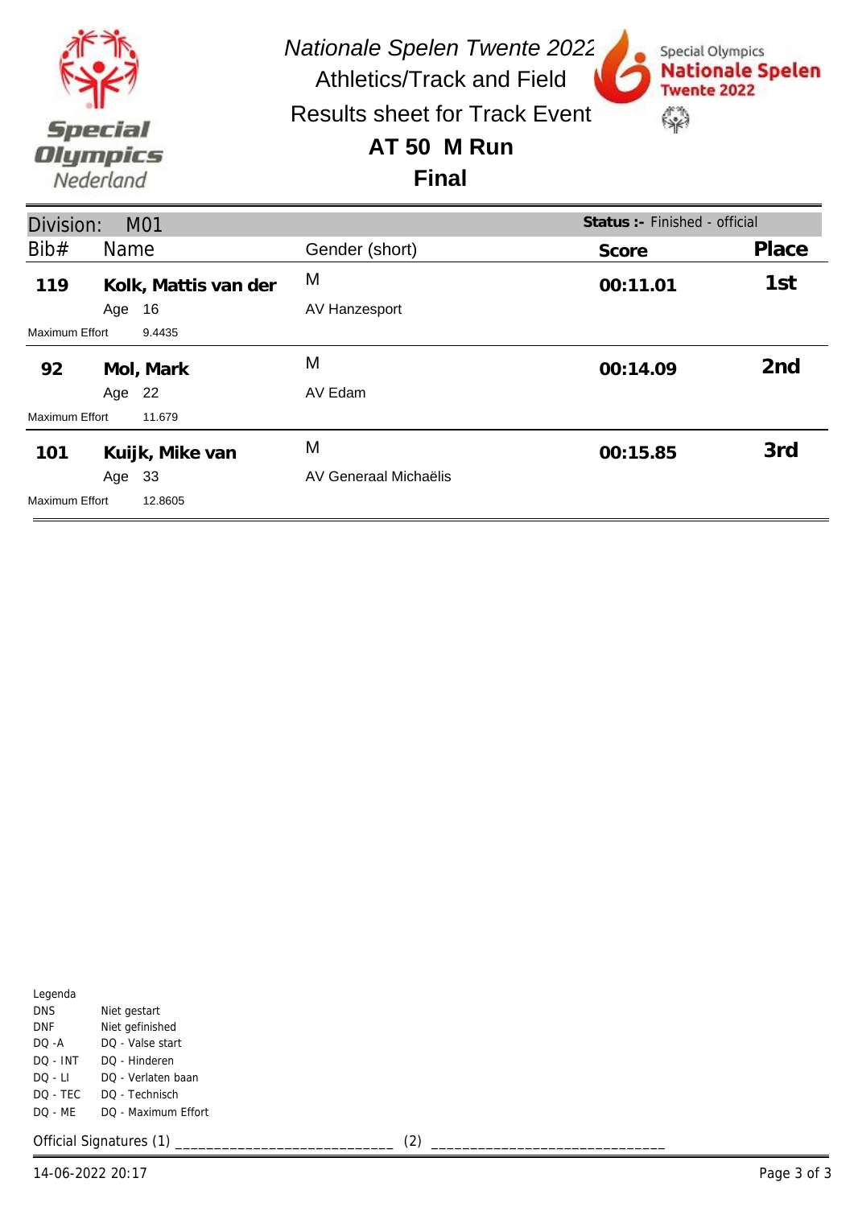*Nationale Spelen Twente 2022*

Athletics/Track and Field

Results sheet for Track Event

**AT 50 M Run**

**Final**

Division: M01 — **Status :-** Finished - official

| Bib# | Name | Gender (short) | Score | Place |
|---|---|---|---|---|
| **119** | **Kolk, Mattis van der** | M | **00:11.01** | **1st** |
| | Age 16 | AV Hanzesport | | |
| Maximum Effort | 9.4435 | | | |
| **92** | **Mol, Mark** | M | **00:14.09** | **2nd** |
| | Age 22 | AV Edam | | |
| Maximum Effort | 11.679 | | | |
| **101** | **Kuijk, Mike van** | M | **00:15.85** | **3rd** |
| | Age 33 | AV Generaal Michaëlis | | |
| Maximum Effort | 12.8605 | | | |

Legenda

| | |
|---|---|
| DNS | Niet gestart |
| DNF | Niet gefinished |
| DQ -A | DQ - Valse start |
| DQ - INT | DQ - Hinderen |
| DQ - LI | DQ - Verlaten baan |
| DQ - TEC | DQ - Technisch |
| DQ - ME | DQ - Maximum Effort |

Official Signatures (1) ___________________________ (2) ____________________________

14-06-2022 20:17